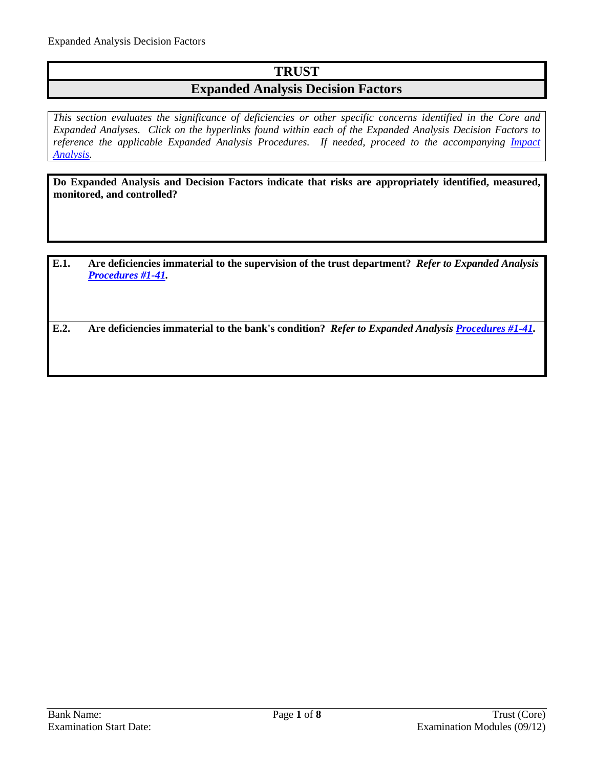# TRUST

## Expanded Analysis Decision Factors

*This section evaluates the significance of deficiencies or other specific concerns identified in the Core and Expanded Analyses. Click on the hyperlinks found within each of the Expanded Analysis Decision Factors to reference the applicable Expanded Analysis Procedures. If needed, proceed to the accompanying Impact Analysis.*

**Do Expanded Analysis and Decision Factors indicate that risks are appropriately identified, measured, monitored, and controlled?**

**E.1. Are deficiencies immaterial to the supervision of the trust department?** ***Refer to Expanded Analysis Procedures #1-41.***

**E.2. Are deficiencies immaterial to the bank's condition?** ***Refer to Expanded Analysis Procedures #1-41.***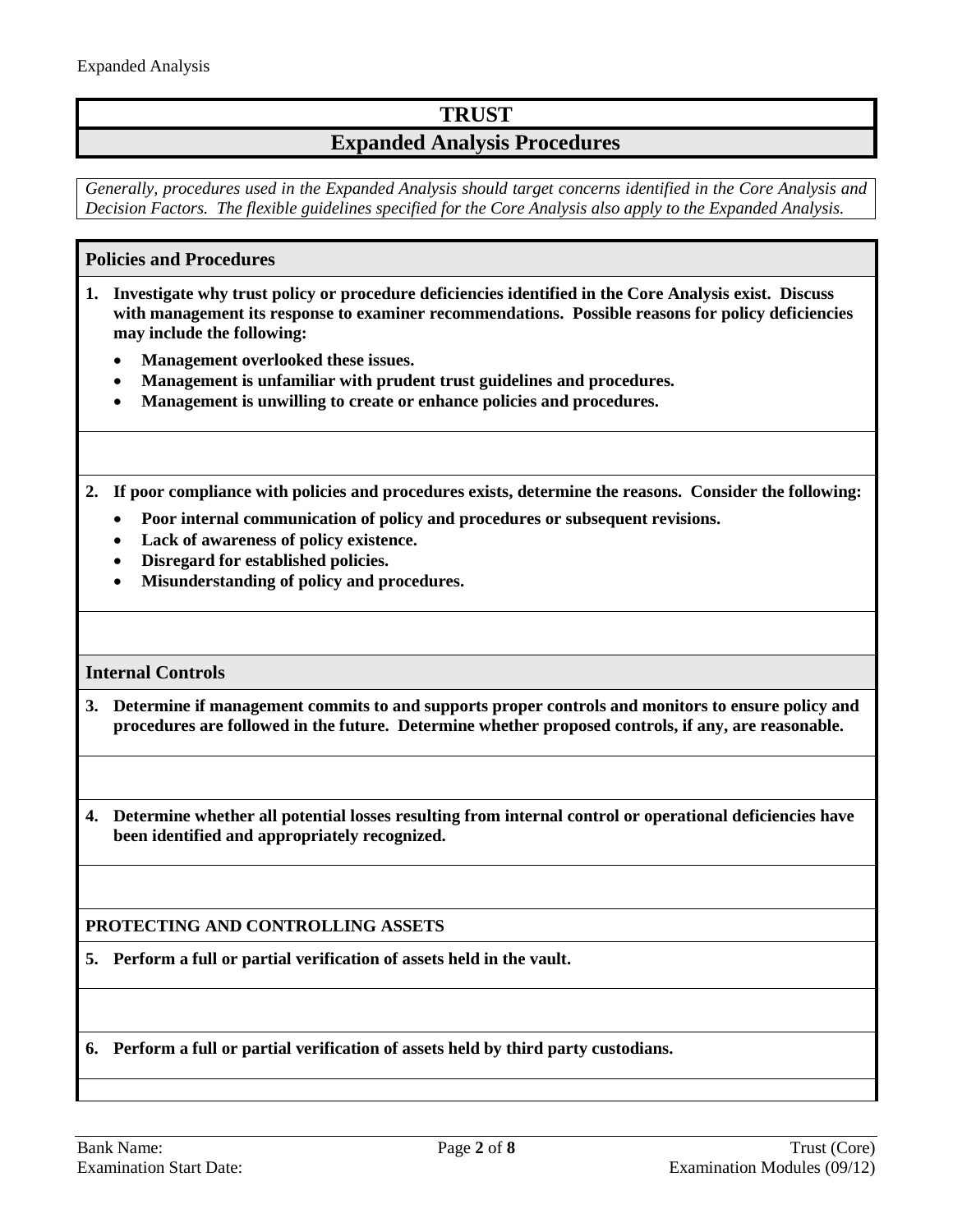# TRUST

## Expanded Analysis Procedures

*Generally, procedures used in the Expanded Analysis should target concerns identified in the Core Analysis and Decision Factors. The flexible guidelines specified for the Core Analysis also apply to the Expanded Analysis.*

### Policies and Procedures

**1. Investigate why trust policy or procedure deficiencies identified in the Core Analysis exist. Discuss with management its response to examiner recommendations. Possible reasons for policy deficiencies may include the following:**

- **Management overlooked these issues.**
- **Management is unfamiliar with prudent trust guidelines and procedures.**
- **Management is unwilling to create or enhance policies and procedures.**

**2. If poor compliance with policies and procedures exists, determine the reasons. Consider the following:**

- **Poor internal communication of policy and procedures or subsequent revisions.**
- **Lack of awareness of policy existence.**
- **Disregard for established policies.**
- **Misunderstanding of policy and procedures.**

### Internal Controls

**3. Determine if management commits to and supports proper controls and monitors to ensure policy and procedures are followed in the future. Determine whether proposed controls, if any, are reasonable.**

**4. Determine whether all potential losses resulting from internal control or operational deficiencies have been identified and appropriately recognized.**

### PROTECTING AND CONTROLLING ASSETS

**5. Perform a full or partial verification of assets held in the vault.**

**6. Perform a full or partial verification of assets held by third party custodians.**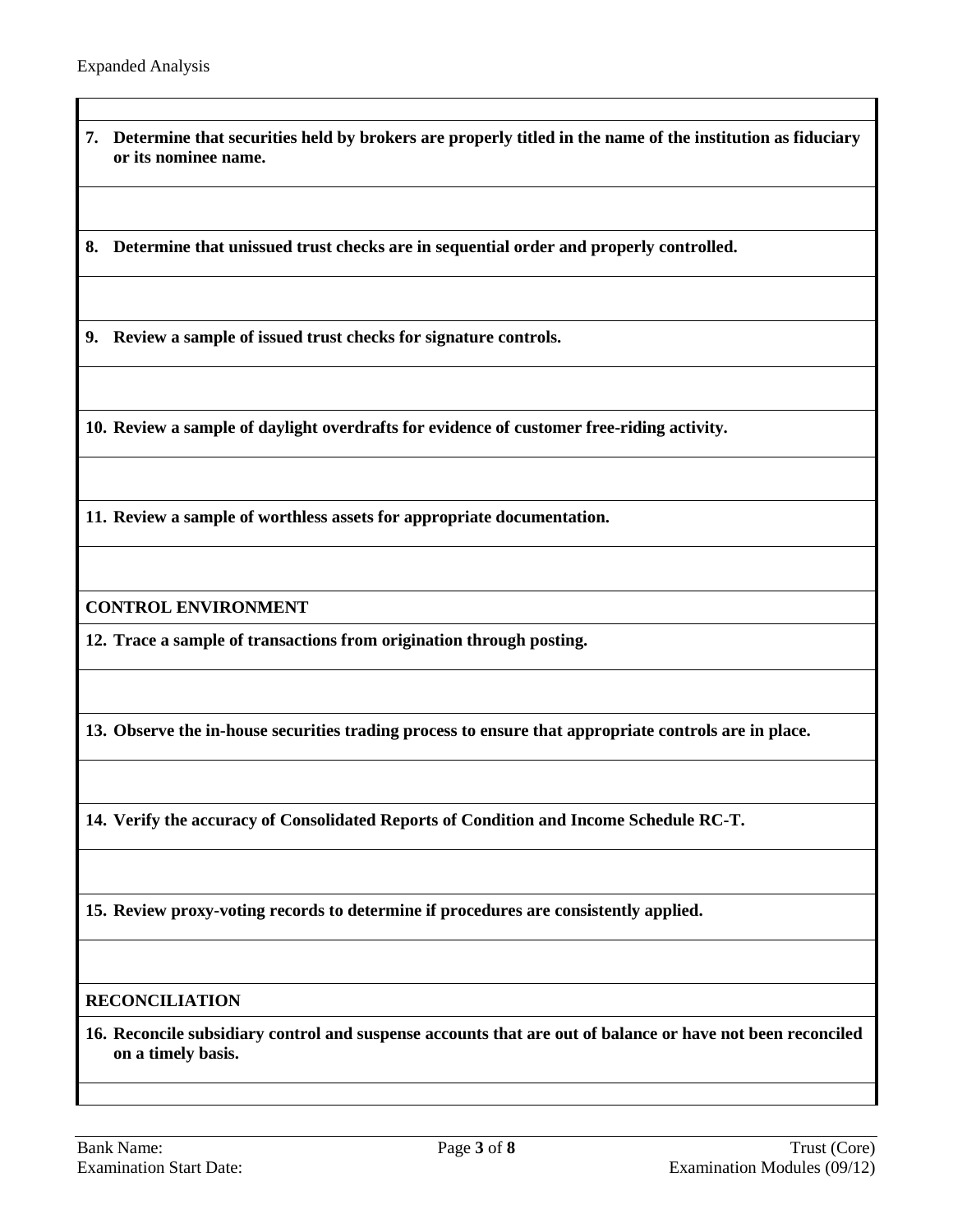Expanded Analysis

**7. Determine that securities held by brokers are properly titled in the name of the institution as fiduciary or its nominee name.**

**8. Determine that unissued trust checks are in sequential order and properly controlled.**

**9. Review a sample of issued trust checks for signature controls.**

**10. Review a sample of daylight overdrafts for evidence of customer free-riding activity.**

**11. Review a sample of worthless assets for appropriate documentation.**

**CONTROL ENVIRONMENT**

**12. Trace a sample of transactions from origination through posting.**

**13. Observe the in-house securities trading process to ensure that appropriate controls are in place.**

**14. Verify the accuracy of Consolidated Reports of Condition and Income Schedule RC-T.**

**15. Review proxy-voting records to determine if procedures are consistently applied.**

**RECONCILIATION**

**16. Reconcile subsidiary control and suspense accounts that are out of balance or have not been reconciled on a timely basis.**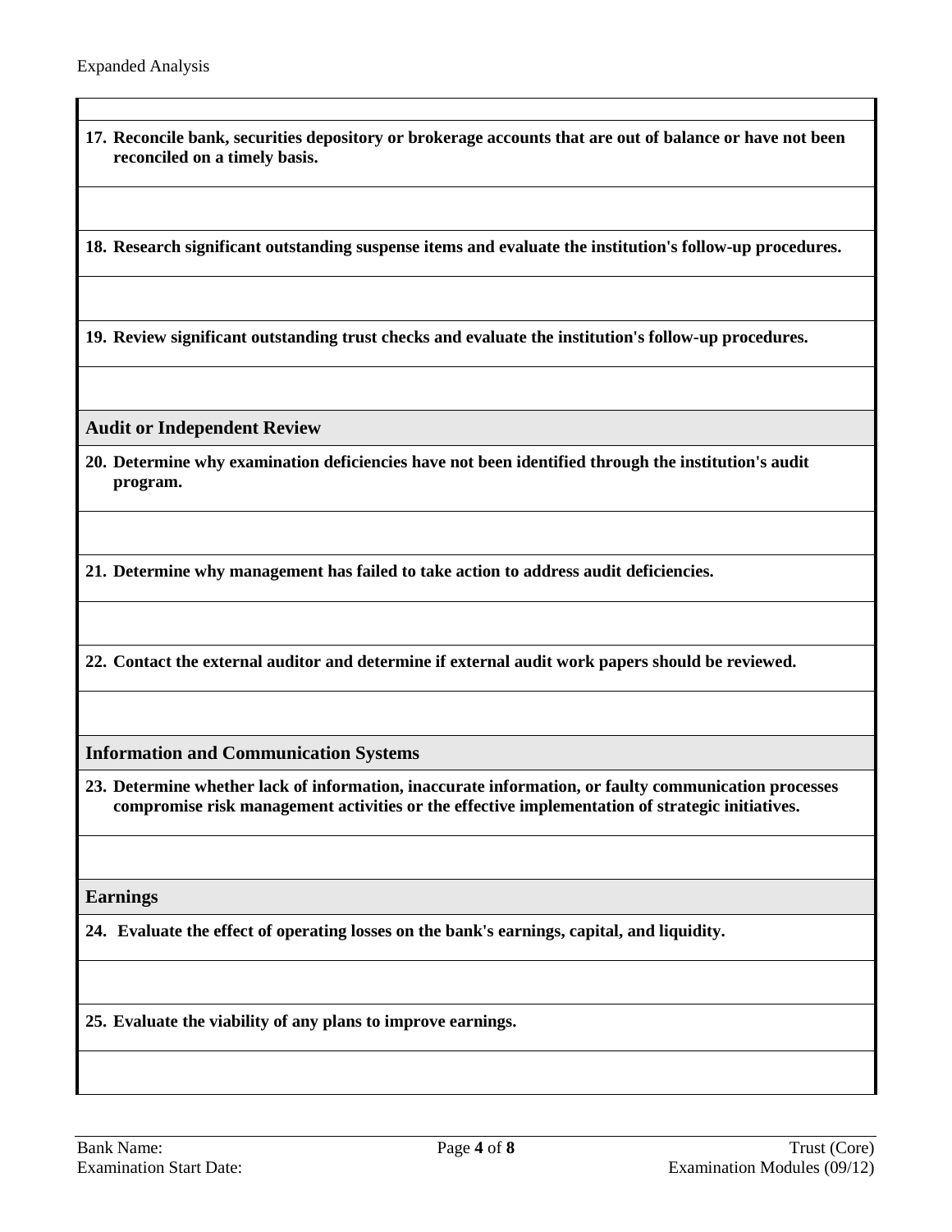**17. Reconcile bank, securities depository or brokerage accounts that are out of balance or have not been reconciled on a timely basis.**

**18. Research significant outstanding suspense items and evaluate the institution's follow-up procedures.**

**19. Review significant outstanding trust checks and evaluate the institution's follow-up procedures.**

## Audit or Independent Review

**20. Determine why examination deficiencies have not been identified through the institution's audit program.**

**21. Determine why management has failed to take action to address audit deficiencies.**

**22. Contact the external auditor and determine if external audit work papers should be reviewed.**

## Information and Communication Systems

**23. Determine whether lack of information, inaccurate information, or faulty communication processes compromise risk management activities or the effective implementation of strategic initiatives.**

## Earnings

**24. Evaluate the effect of operating losses on the bank's earnings, capital, and liquidity.**

**25. Evaluate the viability of any plans to improve earnings.**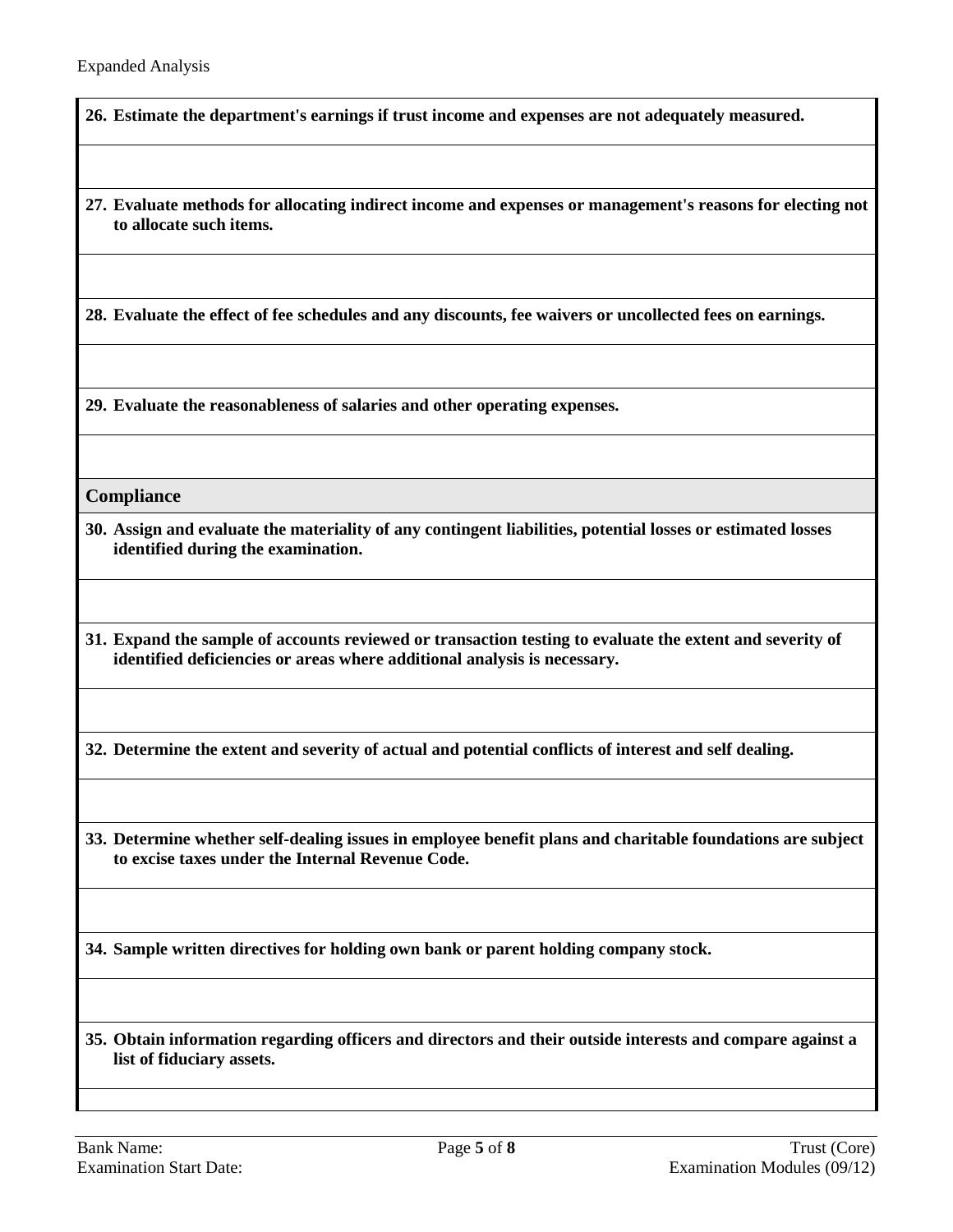Expanded Analysis

**26. Estimate the department's earnings if trust income and expenses are not adequately measured.**

**27. Evaluate methods for allocating indirect income and expenses or management's reasons for electing not to allocate such items.**

**28. Evaluate the effect of fee schedules and any discounts, fee waivers or uncollected fees on earnings.**

**29. Evaluate the reasonableness of salaries and other operating expenses.**

## Compliance

**30. Assign and evaluate the materiality of any contingent liabilities, potential losses or estimated losses identified during the examination.**

**31. Expand the sample of accounts reviewed or transaction testing to evaluate the extent and severity of identified deficiencies or areas where additional analysis is necessary.**

**32. Determine the extent and severity of actual and potential conflicts of interest and self dealing.**

**33. Determine whether self-dealing issues in employee benefit plans and charitable foundations are subject to excise taxes under the Internal Revenue Code.**

**34. Sample written directives for holding own bank or parent holding company stock.**

**35. Obtain information regarding officers and directors and their outside interests and compare against a list of fiduciary assets.**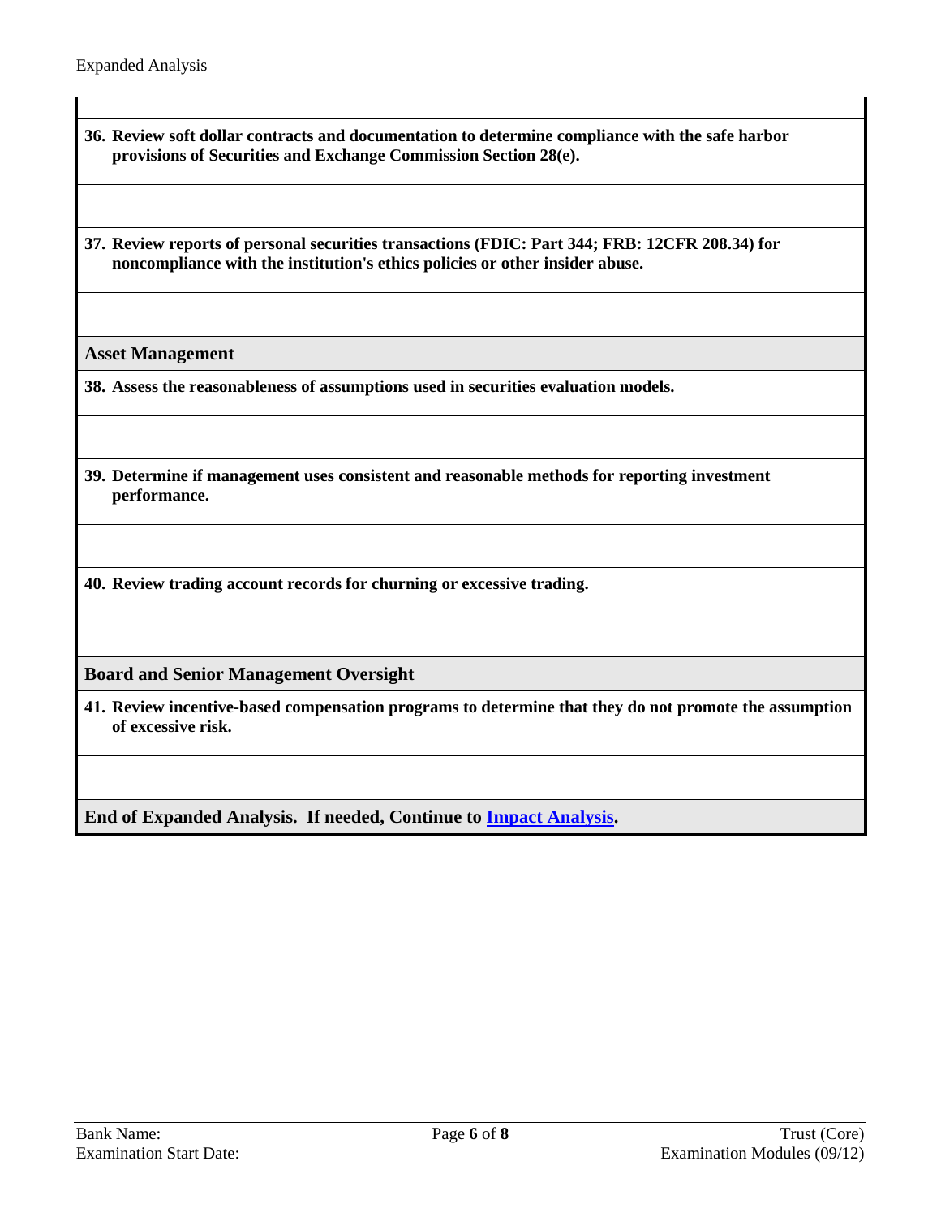**36. Review soft dollar contracts and documentation to determine compliance with the safe harbor provisions of Securities and Exchange Commission Section 28(e).**

**37. Review reports of personal securities transactions (FDIC: Part 344; FRB: 12CFR 208.34) for noncompliance with the institution's ethics policies or other insider abuse.**

## Asset Management

**38. Assess the reasonableness of assumptions used in securities evaluation models.**

**39. Determine if management uses consistent and reasonable methods for reporting investment performance.**

**40. Review trading account records for churning or excessive trading.**

## Board and Senior Management Oversight

**41. Review incentive-based compensation programs to determine that they do not promote the assumption of excessive risk.**

**End of Expanded Analysis. If needed, Continue to Impact Analysis.**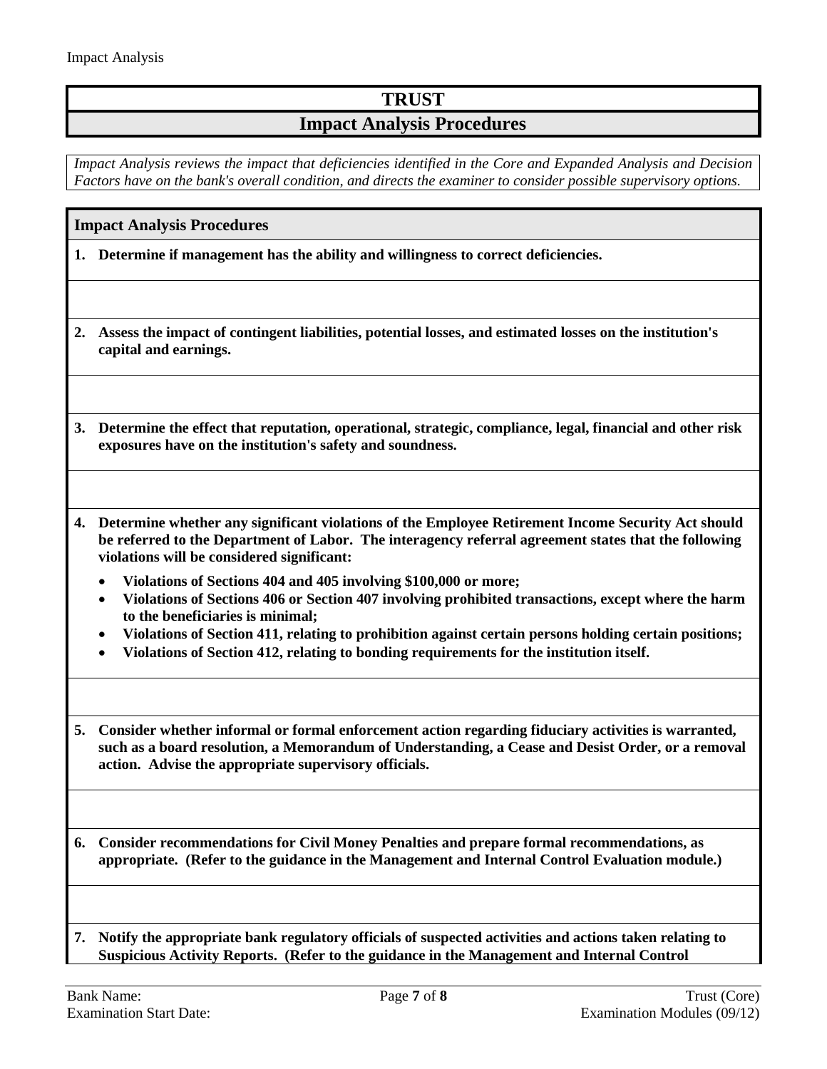# TRUST

## Impact Analysis Procedures

*Impact Analysis reviews the impact that deficiencies identified in the Core and Expanded Analysis and Decision Factors have on the bank's overall condition, and directs the examiner to consider possible supervisory options.*

| Impact Analysis Procedures |
|---|
| **1. Determine if management has the ability and willingness to correct deficiencies.** |
| |
| **2. Assess the impact of contingent liabilities, potential losses, and estimated losses on the institution's capital and earnings.** |
| |
| **3. Determine the effect that reputation, operational, strategic, compliance, legal, financial and other risk exposures have on the institution's safety and soundness.** |
| |
| **4. Determine whether any significant violations of the Employee Retirement Income Security Act should be referred to the Department of Labor. The interagency referral agreement states that the following violations will be considered significant:** <br>• **Violations of Sections 404 and 405 involving $100,000 or more;** <br>• **Violations of Sections 406 or Section 407 involving prohibited transactions, except where the harm to the beneficiaries is minimal;** <br>• **Violations of Section 411, relating to prohibition against certain persons holding certain positions;** <br>• **Violations of Section 412, relating to bonding requirements for the institution itself.** |
| |
| **5. Consider whether informal or formal enforcement action regarding fiduciary activities is warranted, such as a board resolution, a Memorandum of Understanding, a Cease and Desist Order, or a removal action. Advise the appropriate supervisory officials.** |
| |
| **6. Consider recommendations for Civil Money Penalties and prepare formal recommendations, as appropriate. (Refer to the guidance in the Management and Internal Control Evaluation module.)** |
| |
| **7. Notify the appropriate bank regulatory officials of suspected activities and actions taken relating to Suspicious Activity Reports. (Refer to the guidance in the Management and Internal Control** |

Bank Name:
Examination Start Date: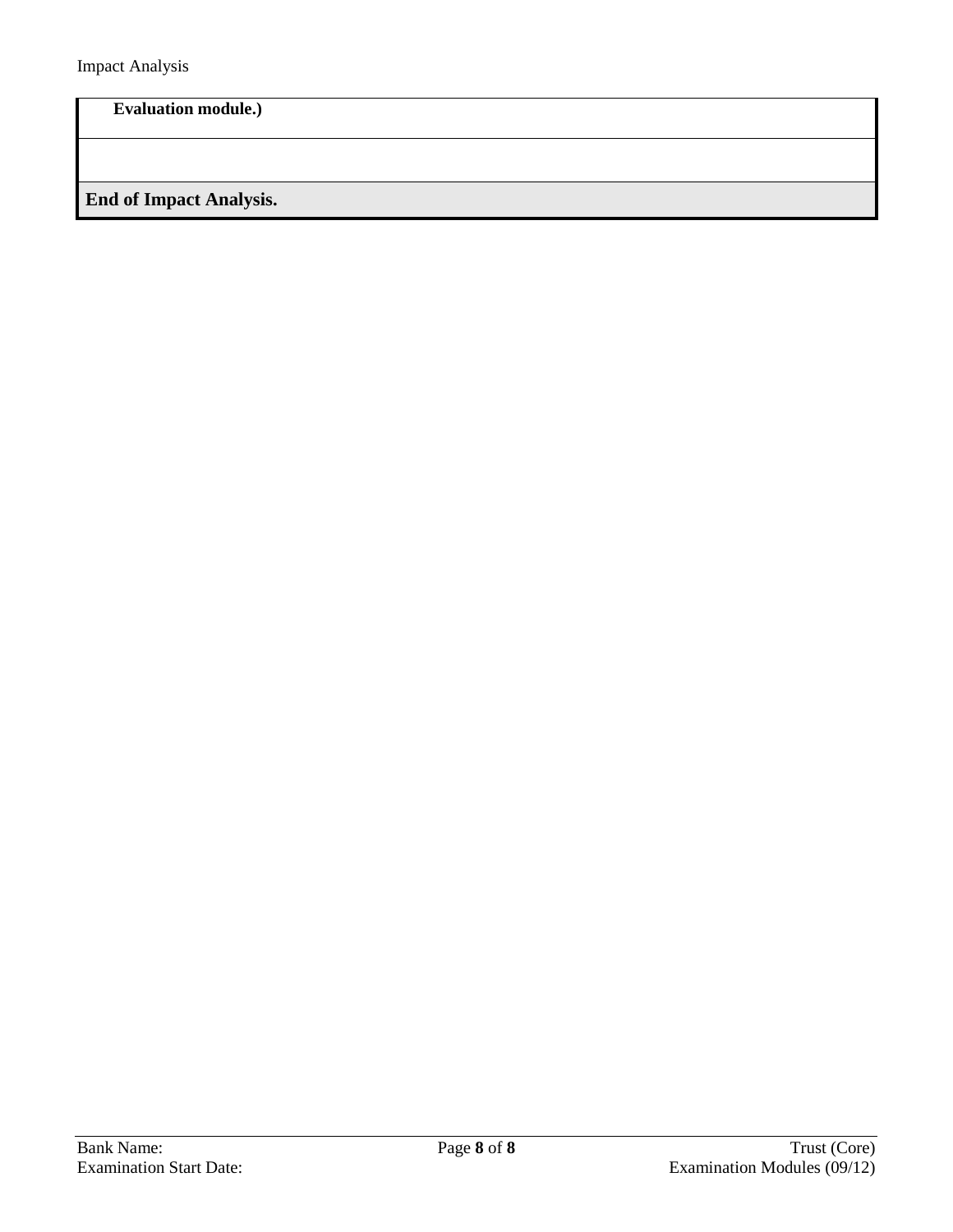| |
|---|
| **Evaluation module.)** |
| |
| **End of Impact Analysis.** |